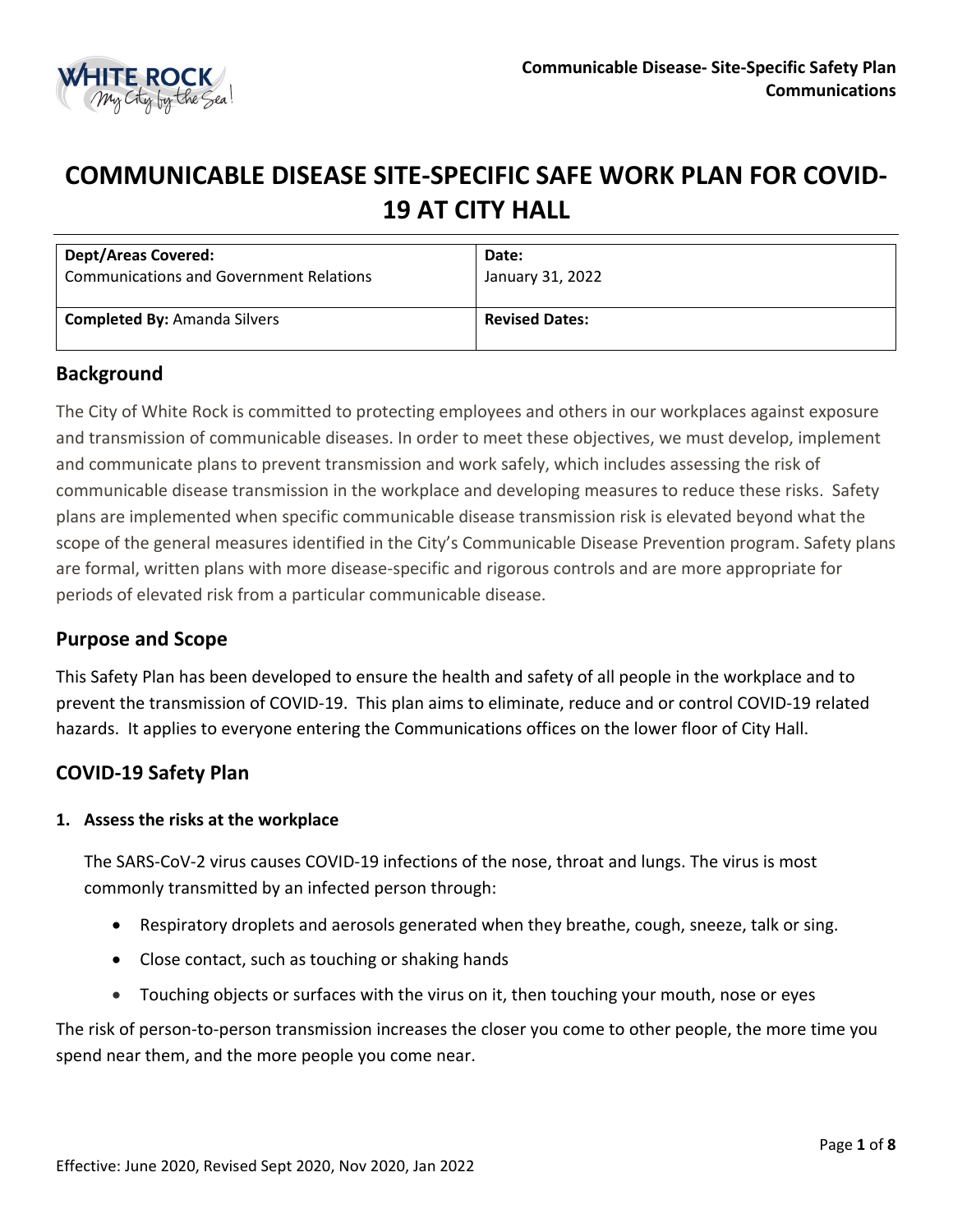# COMMUNICABLE DISEASE SITE-SPECIFIC SAFE WORK PLAN FOR COVID-19 AT CITY HALL

| **Dept/Areas Covered:** Communications and Government Relations | **Date:** January 31, 2022 |
|---|---|
| **Completed By:** Amanda Silvers | **Revised Dates:** |

## Background

The City of White Rock is committed to protecting employees and others in our workplaces against exposure and transmission of communicable diseases. In order to meet these objectives, we must develop, implement and communicate plans to prevent transmission and work safely, which includes assessing the risk of communicable disease transmission in the workplace and developing measures to reduce these risks. Safety plans are implemented when specific communicable disease transmission risk is elevated beyond what the scope of the general measures identified in the City's Communicable Disease Prevention program. Safety plans are formal, written plans with more disease-specific and rigorous controls and are more appropriate for periods of elevated risk from a particular communicable disease.

## Purpose and Scope

This Safety Plan has been developed to ensure the health and safety of all people in the workplace and to prevent the transmission of COVID-19. This plan aims to eliminate, reduce and or control COVID-19 related hazards. It applies to everyone entering the Communications offices on the lower floor of City Hall.

## COVID-19 Safety Plan

### 1. Assess the risks at the workplace

The SARS-CoV-2 virus causes COVID-19 infections of the nose, throat and lungs. The virus is most commonly transmitted by an infected person through:

- Respiratory droplets and aerosols generated when they breathe, cough, sneeze, talk or sing.
- Close contact, such as touching or shaking hands
- Touching objects or surfaces with the virus on it, then touching your mouth, nose or eyes

The risk of person-to-person transmission increases the closer you come to other people, the more time you spend near them, and the more people you come near.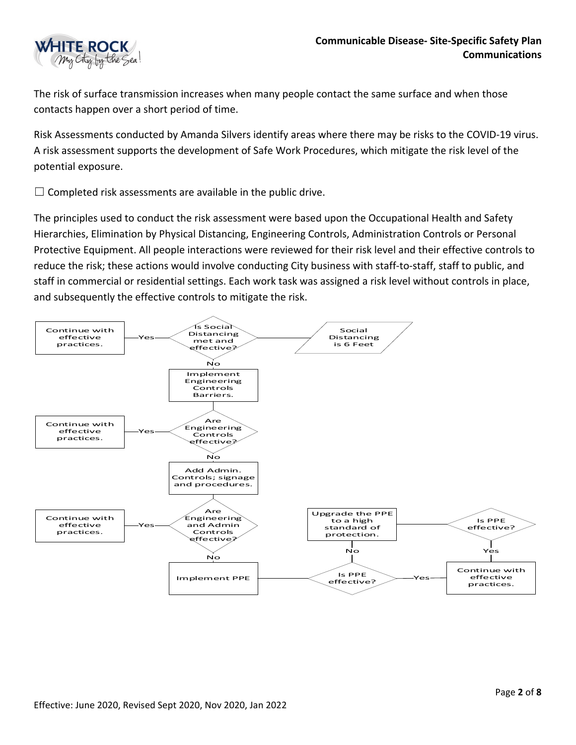The risk of surface transmission increases when many people contact the same surface and when those contacts happen over a short period of time.

Risk Assessments conducted by Amanda Silvers identify areas where there may be risks to the COVID-19 virus. A risk assessment supports the development of Safe Work Procedures, which mitigate the risk level of the potential exposure.

☐ Completed risk assessments are available in the public drive.

The principles used to conduct the risk assessment were based upon the Occupational Health and Safety Hierarchies, Elimination by Physical Distancing, Engineering Controls, Administration Controls or Personal Protective Equipment. All people interactions were reviewed for their risk level and their effective controls to reduce the risk; these actions would involve conducting City business with staff-to-staff, staff to public, and staff in commercial or residential settings. Each work task was assigned a risk level without controls in place, and subsequently the effective controls to mitigate the risk.

Is Social Distancing met and effective? (Social Distancing is 6 Feet)
- Yes → Continue with effective practices.
- No → Implement Engineering Controls Barriers.

Are Engineering Controls effective?
- Yes → Continue with effective practices.
- No → Add Admin. Controls; signage and procedures.

Are Engineering and Admin Controls effective?
- Yes → Continue with effective practices.
- No → Implement PPE

Is PPE effective?
- Yes → Continue with effective practices.
- No → Upgrade the PPE to a high standard of protection.

Is PPE effective?
- Yes → Continue with effective practices.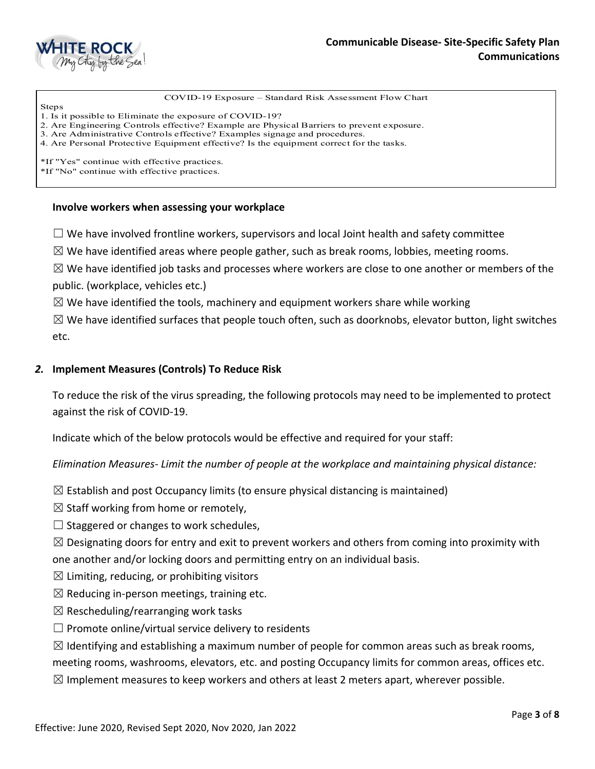COVID-19 Exposure – Standard Risk Assessment Flow Chart

Steps

1. Is it possible to Eliminate the exposure of COVID-19?
2. Are Engineering Controls effective? Example are Physical Barriers to prevent exposure.
3. Are Administrative Controls effective? Examples signage and procedures.
4. Are Personal Protective Equipment effective? Is the equipment correct for the tasks.

*If "Yes" continue with effective practices.
*If "No" continue with effective practices.

**Involve workers when assessing your workplace**

☐ We have involved frontline workers, supervisors and local Joint health and safety committee

☒ We have identified areas where people gather, such as break rooms, lobbies, meeting rooms.

☒ We have identified job tasks and processes where workers are close to one another or members of the public. (workplace, vehicles etc.)

☒ We have identified the tools, machinery and equipment workers share while working

☒ We have identified surfaces that people touch often, such as doorknobs, elevator button, light switches etc.

## *2.* Implement Measures (Controls) To Reduce Risk

To reduce the risk of the virus spreading, the following protocols may need to be implemented to protect against the risk of COVID-19.

Indicate which of the below protocols would be effective and required for your staff:

*Elimination Measures- Limit the number of people at the workplace and maintaining physical distance:*

☒ Establish and post Occupancy limits (to ensure physical distancing is maintained)

☒ Staff working from home or remotely,

☐ Staggered or changes to work schedules,

☒ Designating doors for entry and exit to prevent workers and others from coming into proximity with one another and/or locking doors and permitting entry on an individual basis.

☒ Limiting, reducing, or prohibiting visitors

☒ Reducing in-person meetings, training etc.

☒ Rescheduling/rearranging work tasks

☐ Promote online/virtual service delivery to residents

☒ Identifying and establishing a maximum number of people for common areas such as break rooms, meeting rooms, washrooms, elevators, etc. and posting Occupancy limits for common areas, offices etc.

☒ Implement measures to keep workers and others at least 2 meters apart, wherever possible.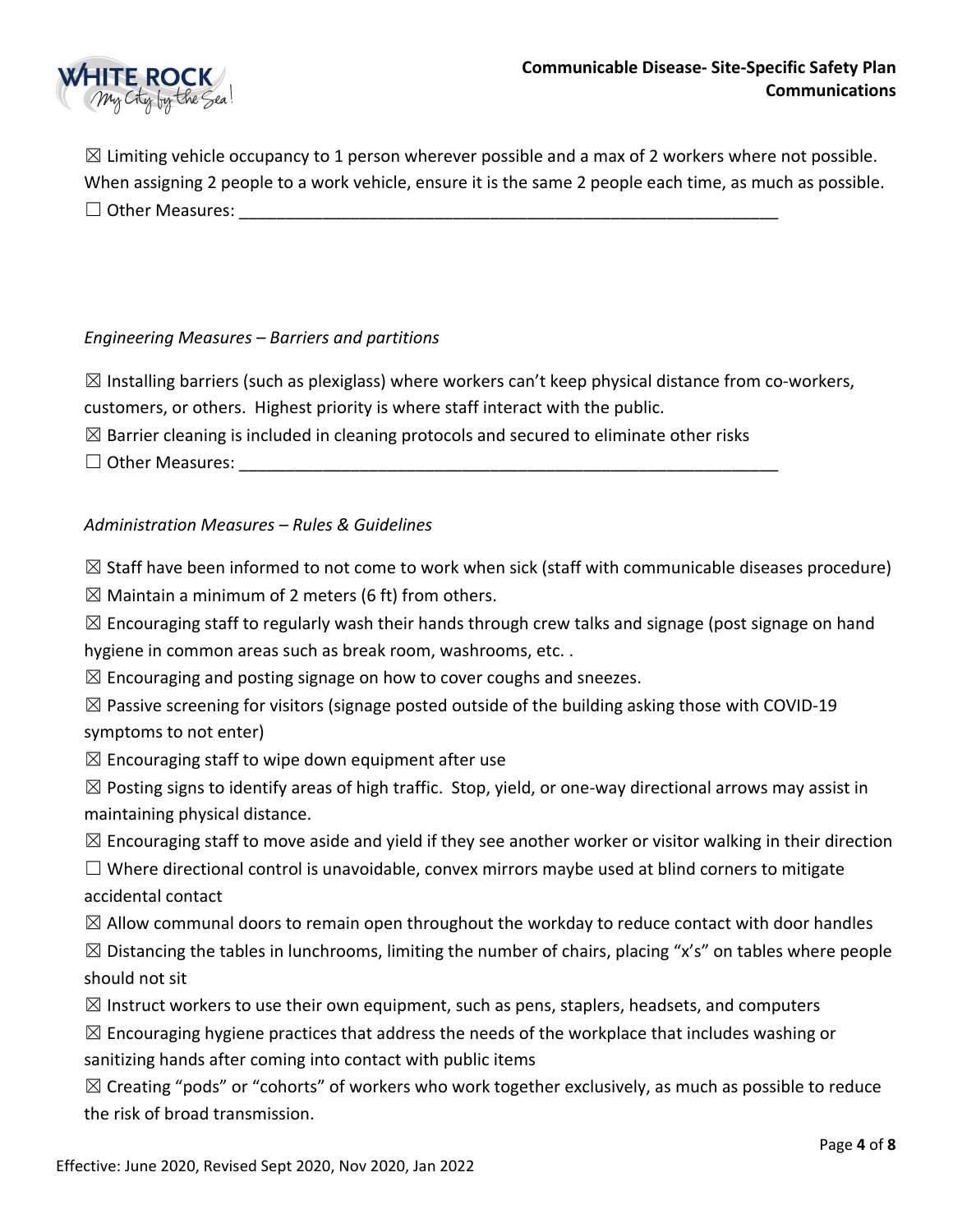☒ Limiting vehicle occupancy to 1 person wherever possible and a max of 2 workers where not possible. When assigning 2 people to a work vehicle, ensure it is the same 2 people each time, as much as possible.

☐ Other Measures: ____________________________________________________________

*Engineering Measures – Barriers and partitions*

☒ Installing barriers (such as plexiglass) where workers can't keep physical distance from co-workers, customers, or others. Highest priority is where staff interact with the public.

☒ Barrier cleaning is included in cleaning protocols and secured to eliminate other risks

☐ Other Measures: ____________________________________________________________

*Administration Measures – Rules & Guidelines*

☒ Staff have been informed to not come to work when sick (staff with communicable diseases procedure)

☒ Maintain a minimum of 2 meters (6 ft) from others.

☒ Encouraging staff to regularly wash their hands through crew talks and signage (post signage on hand hygiene in common areas such as break room, washrooms, etc. .

☒ Encouraging and posting signage on how to cover coughs and sneezes.

☒ Passive screening for visitors (signage posted outside of the building asking those with COVID-19 symptoms to not enter)

☒ Encouraging staff to wipe down equipment after use

☒ Posting signs to identify areas of high traffic. Stop, yield, or one-way directional arrows may assist in maintaining physical distance.

☒ Encouraging staff to move aside and yield if they see another worker or visitor walking in their direction

☐ Where directional control is unavoidable, convex mirrors maybe used at blind corners to mitigate accidental contact

☒ Allow communal doors to remain open throughout the workday to reduce contact with door handles

☒ Distancing the tables in lunchrooms, limiting the number of chairs, placing "x's" on tables where people should not sit

☒ Instruct workers to use their own equipment, such as pens, staplers, headsets, and computers

☒ Encouraging hygiene practices that address the needs of the workplace that includes washing or sanitizing hands after coming into contact with public items

☒ Creating "pods" or "cohorts" of workers who work together exclusively, as much as possible to reduce the risk of broad transmission.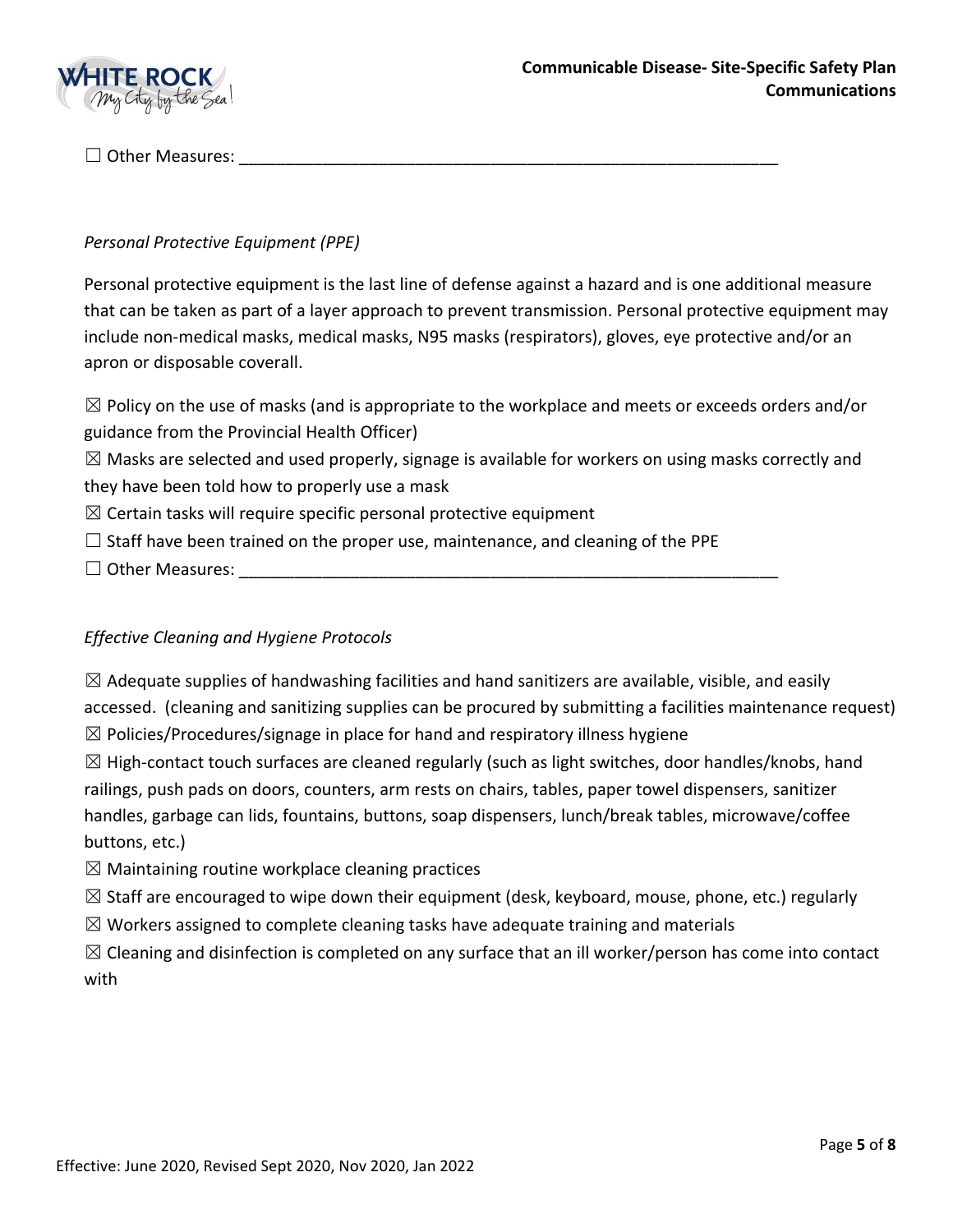☐ Other Measures: ___________________________________________________________

*Personal Protective Equipment (PPE)*

Personal protective equipment is the last line of defense against a hazard and is one additional measure that can be taken as part of a layer approach to prevent transmission. Personal protective equipment may include non-medical masks, medical masks, N95 masks (respirators), gloves, eye protective and/or an apron or disposable coverall.

☒ Policy on the use of masks (and is appropriate to the workplace and meets or exceeds orders and/or guidance from the Provincial Health Officer)
☒ Masks are selected and used properly, signage is available for workers on using masks correctly and they have been told how to properly use a mask
☒ Certain tasks will require specific personal protective equipment
☐ Staff have been trained on the proper use, maintenance, and cleaning of the PPE
☐ Other Measures: ___________________________________________________________

*Effective Cleaning and Hygiene Protocols*

☒ Adequate supplies of handwashing facilities and hand sanitizers are available, visible, and easily accessed. (cleaning and sanitizing supplies can be procured by submitting a facilities maintenance request)
☒ Policies/Procedures/signage in place for hand and respiratory illness hygiene
☒ High-contact touch surfaces are cleaned regularly (such as light switches, door handles/knobs, hand railings, push pads on doors, counters, arm rests on chairs, tables, paper towel dispensers, sanitizer handles, garbage can lids, fountains, buttons, soap dispensers, lunch/break tables, microwave/coffee buttons, etc.)
☒ Maintaining routine workplace cleaning practices
☒ Staff are encouraged to wipe down their equipment (desk, keyboard, mouse, phone, etc.) regularly
☒ Workers assigned to complete cleaning tasks have adequate training and materials
☒ Cleaning and disinfection is completed on any surface that an ill worker/person has come into contact with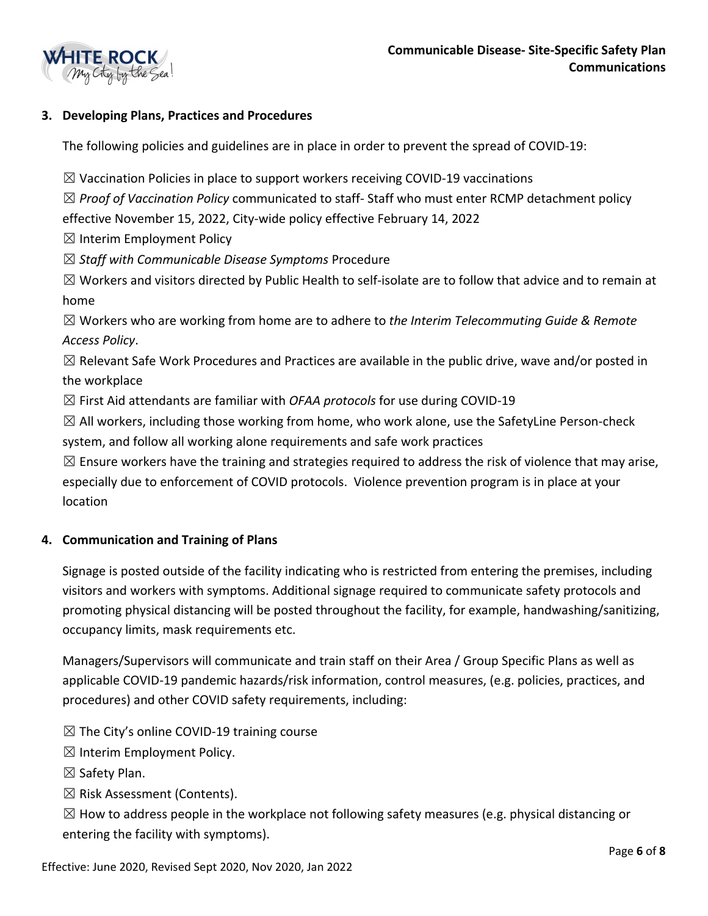### 3. Developing Plans, Practices and Procedures

The following policies and guidelines are in place in order to prevent the spread of COVID-19:

☒ Vaccination Policies in place to support workers receiving COVID-19 vaccinations

☒ *Proof of Vaccination Policy* communicated to staff- Staff who must enter RCMP detachment policy effective November 15, 2022, City-wide policy effective February 14, 2022

☒ Interim Employment Policy

☒ *Staff with Communicable Disease Symptoms* Procedure

☒ Workers and visitors directed by Public Health to self-isolate are to follow that advice and to remain at home

☒ Workers who are working from home are to adhere to *the Interim Telecommuting Guide & Remote Access Policy*.

☒ Relevant Safe Work Procedures and Practices are available in the public drive, wave and/or posted in the workplace

☒ First Aid attendants are familiar with *OFAA protocols* for use during COVID-19

☒ All workers, including those working from home, who work alone, use the SafetyLine Person-check system, and follow all working alone requirements and safe work practices

☒ Ensure workers have the training and strategies required to address the risk of violence that may arise, especially due to enforcement of COVID protocols. Violence prevention program is in place at your location

### 4. Communication and Training of Plans

Signage is posted outside of the facility indicating who is restricted from entering the premises, including visitors and workers with symptoms. Additional signage required to communicate safety protocols and promoting physical distancing will be posted throughout the facility, for example, handwashing/sanitizing, occupancy limits, mask requirements etc.

Managers/Supervisors will communicate and train staff on their Area / Group Specific Plans as well as applicable COVID-19 pandemic hazards/risk information, control measures, (e.g. policies, practices, and procedures) and other COVID safety requirements, including:

☒ The City's online COVID-19 training course

☒ Interim Employment Policy.

☒ Safety Plan.

☒ Risk Assessment (Contents).

☒ How to address people in the workplace not following safety measures (e.g. physical distancing or entering the facility with symptoms).

Effective: June 2020, Revised Sept 2020, Nov 2020, Jan 2022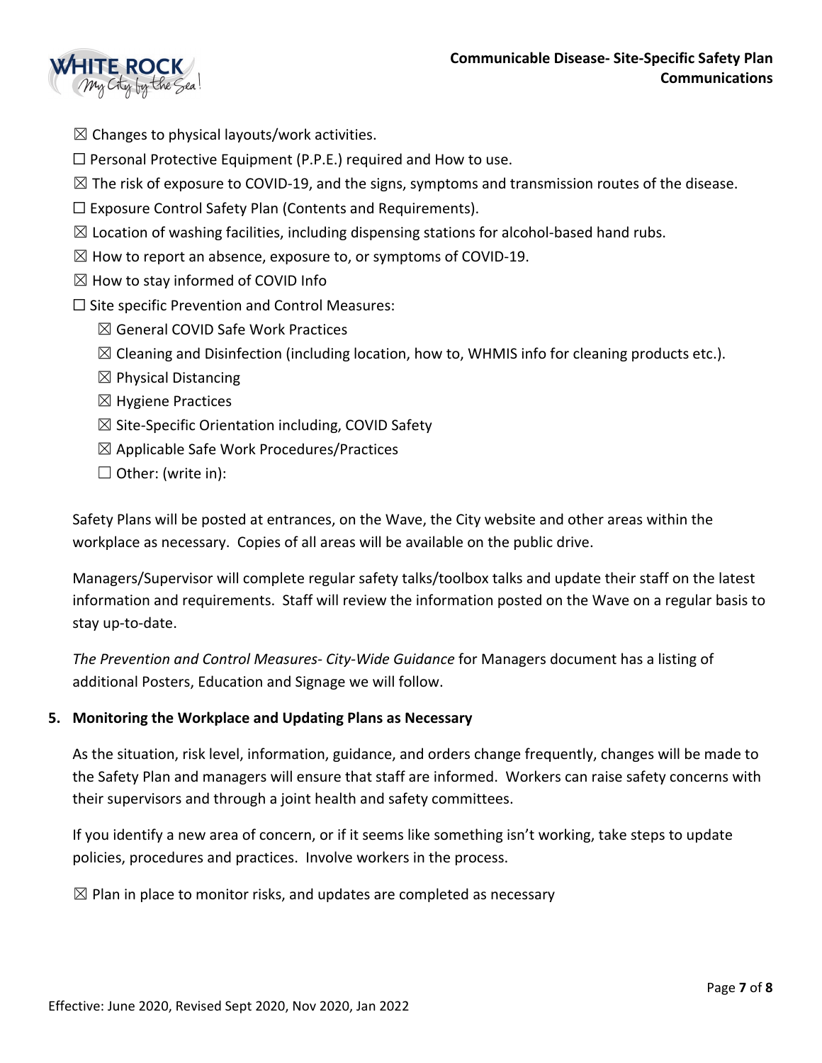- ☒ Changes to physical layouts/work activities.
- ☐ Personal Protective Equipment (P.P.E.) required and How to use.
- ☒ The risk of exposure to COVID-19, and the signs, symptoms and transmission routes of the disease.
- ☐ Exposure Control Safety Plan (Contents and Requirements).
- ☒ Location of washing facilities, including dispensing stations for alcohol-based hand rubs.
- ☒ How to report an absence, exposure to, or symptoms of COVID-19.
- ☒ How to stay informed of COVID Info
- ☐ Site specific Prevention and Control Measures:
  - ☒ General COVID Safe Work Practices
  - ☒ Cleaning and Disinfection (including location, how to, WHMIS info for cleaning products etc.).
  - ☒ Physical Distancing
  - ☒ Hygiene Practices
  - ☒ Site-Specific Orientation including, COVID Safety
  - ☒ Applicable Safe Work Procedures/Practices
  - ☐ Other: (write in):

Safety Plans will be posted at entrances, on the Wave, the City website and other areas within the workplace as necessary. Copies of all areas will be available on the public drive.

Managers/Supervisor will complete regular safety talks/toolbox talks and update their staff on the latest information and requirements. Staff will review the information posted on the Wave on a regular basis to stay up-to-date.

*The Prevention and Control Measures- City-Wide Guidance* for Managers document has a listing of additional Posters, Education and Signage we will follow.

## 5. Monitoring the Workplace and Updating Plans as Necessary

As the situation, risk level, information, guidance, and orders change frequently, changes will be made to the Safety Plan and managers will ensure that staff are informed. Workers can raise safety concerns with their supervisors and through a joint health and safety committees.

If you identify a new area of concern, or if it seems like something isn't working, take steps to update policies, procedures and practices. Involve workers in the process.

☒ Plan in place to monitor risks, and updates are completed as necessary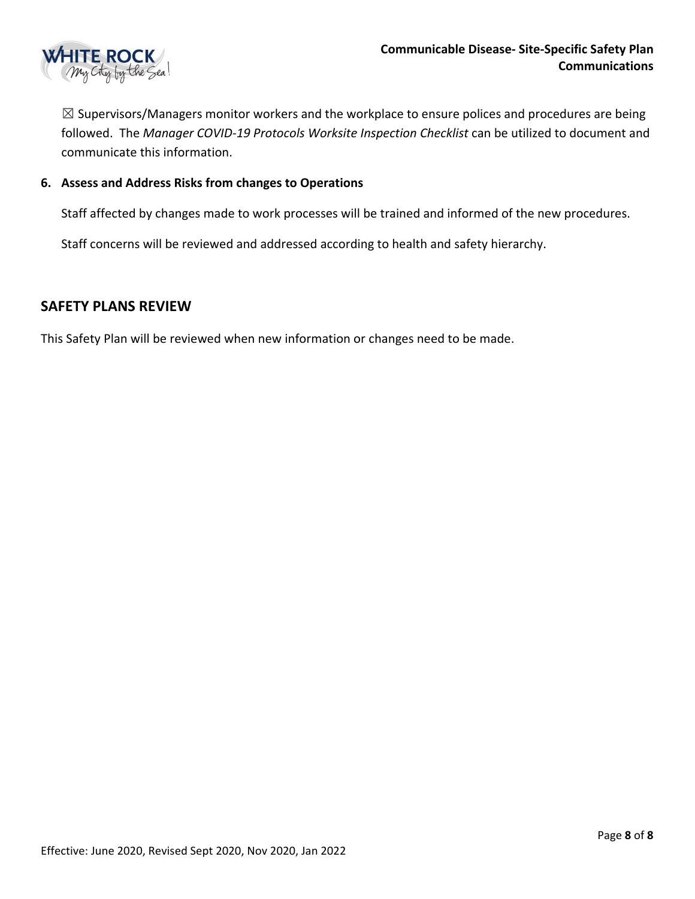☒ Supervisors/Managers monitor workers and the workplace to ensure polices and procedures are being followed. The *Manager COVID-19 Protocols Worksite Inspection Checklist* can be utilized to document and communicate this information.

**6. Assess and Address Risks from changes to Operations**

Staff affected by changes made to work processes will be trained and informed of the new procedures.

Staff concerns will be reviewed and addressed according to health and safety hierarchy.

## SAFETY PLANS REVIEW

This Safety Plan will be reviewed when new information or changes need to be made.

Effective: June 2020, Revised Sept 2020, Nov 2020, Jan 2022